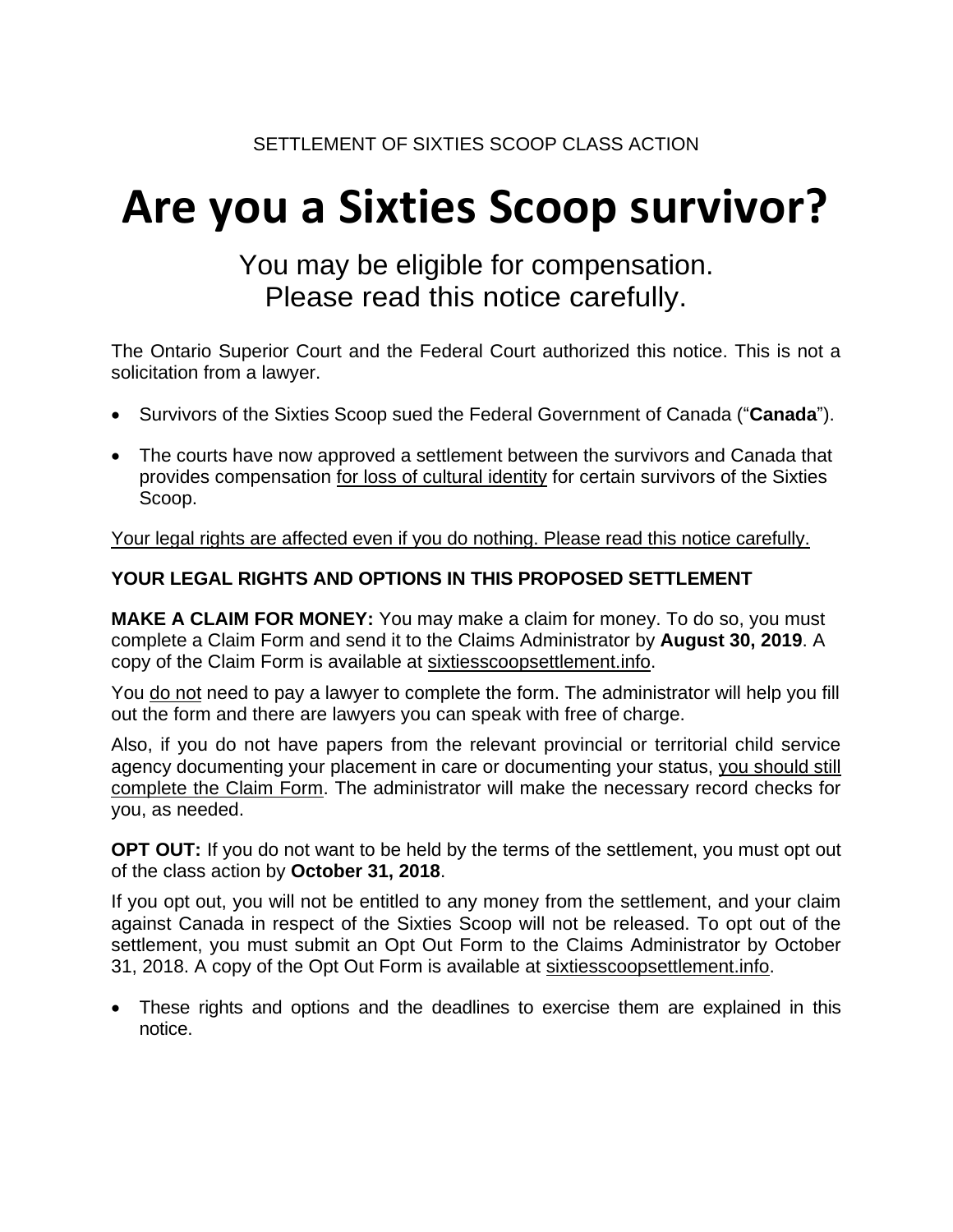SETTLEMENT OF SIXTIES SCOOP CLASS ACTION

# Are you a Sixties Scoop survivor?

## You may be eligible for compensation. Please read this notice carefully.

The Ontario Superior Court and the Federal Court authorized this notice. This is not a solicitation from a lawyer.

- Survivors of the Sixties Scoop sued the Federal Government of Canada ("**Canada**").
- The courts have now approved a settlement between the survivors and Canada that provides compensation for loss of cultural identity for certain survivors of the Sixties Scoop.

Your legal rights are affected even if you do nothing. Please read this notice carefully.

**YOUR LEGAL RIGHTS AND OPTIONS IN THIS PROPOSED SETTLEMENT**

**MAKE A CLAIM FOR MONEY:** You may make a claim for money. To do so, you must complete a Claim Form and send it to the Claims Administrator by **August 30, 2019**. A copy of the Claim Form is available at sixtiesscoopsettlement.info.

You do not need to pay a lawyer to complete the form. The administrator will help you fill out the form and there are lawyers you can speak with free of charge.

Also, if you do not have papers from the relevant provincial or territorial child service agency documenting your placement in care or documenting your status, you should still complete the Claim Form. The administrator will make the necessary record checks for you, as needed.

**OPT OUT:** If you do not want to be held by the terms of the settlement, you must opt out of the class action by **October 31, 2018**.

If you opt out, you will not be entitled to any money from the settlement, and your claim against Canada in respect of the Sixties Scoop will not be released. To opt out of the settlement, you must submit an Opt Out Form to the Claims Administrator by October 31, 2018. A copy of the Opt Out Form is available at sixtiesscoopsettlement.info.

- These rights and options and the deadlines to exercise them are explained in this notice.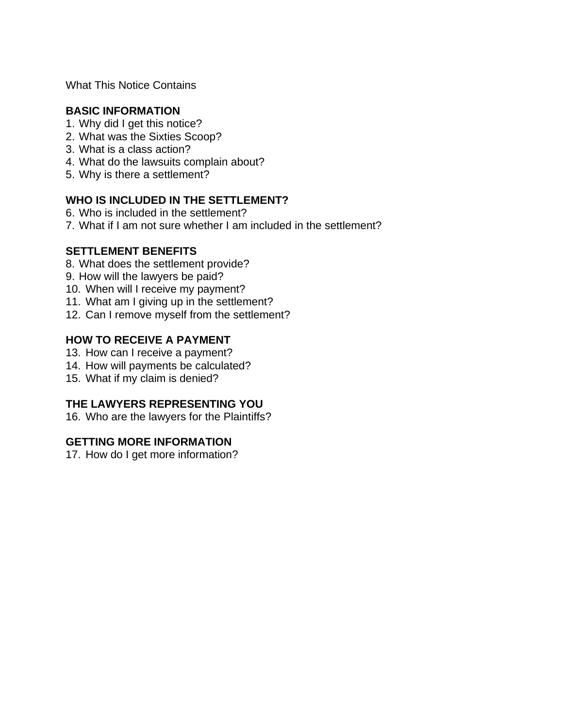What This Notice Contains

**BASIC INFORMATION**

1. Why did I get this notice?
2. What was the Sixties Scoop?
3. What is a class action?
4. What do the lawsuits complain about?
5. Why is there a settlement?

**WHO IS INCLUDED IN THE SETTLEMENT?**

6. Who is included in the settlement?
7. What if I am not sure whether I am included in the settlement?

**SETTLEMENT BENEFITS**

8. What does the settlement provide?
9. How will the lawyers be paid?
10. When will I receive my payment?
11. What am I giving up in the settlement?
12. Can I remove myself from the settlement?

**HOW TO RECEIVE A PAYMENT**

13. How can I receive a payment?
14. How will payments be calculated?
15. What if my claim is denied?

**THE LAWYERS REPRESENTING YOU**

16. Who are the lawyers for the Plaintiffs?

**GETTING MORE INFORMATION**

17. How do I get more information?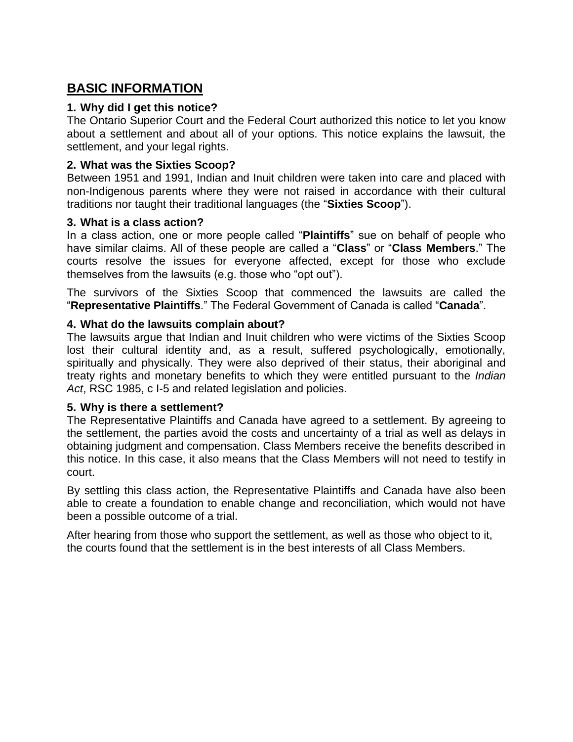## BASIC INFORMATION

### 1. Why did I get this notice?

The Ontario Superior Court and the Federal Court authorized this notice to let you know about a settlement and about all of your options. This notice explains the lawsuit, the settlement, and your legal rights.

### 2. What was the Sixties Scoop?

Between 1951 and 1991, Indian and Inuit children were taken into care and placed with non-Indigenous parents where they were not raised in accordance with their cultural traditions nor taught their traditional languages (the "**Sixties Scoop**").

### 3. What is a class action?

In a class action, one or more people called "**Plaintiffs**" sue on behalf of people who have similar claims. All of these people are called a "**Class**" or "**Class Members**." The courts resolve the issues for everyone affected, except for those who exclude themselves from the lawsuits (e.g. those who "opt out").

The survivors of the Sixties Scoop that commenced the lawsuits are called the "**Representative Plaintiffs**." The Federal Government of Canada is called "**Canada**".

### 4. What do the lawsuits complain about?

The lawsuits argue that Indian and Inuit children who were victims of the Sixties Scoop lost their cultural identity and, as a result, suffered psychologically, emotionally, spiritually and physically. They were also deprived of their status, their aboriginal and treaty rights and monetary benefits to which they were entitled pursuant to the *Indian Act*, RSC 1985, c I-5 and related legislation and policies.

### 5. Why is there a settlement?

The Representative Plaintiffs and Canada have agreed to a settlement. By agreeing to the settlement, the parties avoid the costs and uncertainty of a trial as well as delays in obtaining judgment and compensation. Class Members receive the benefits described in this notice. In this case, it also means that the Class Members will not need to testify in court.

By settling this class action, the Representative Plaintiffs and Canada have also been able to create a foundation to enable change and reconciliation, which would not have been a possible outcome of a trial.

After hearing from those who support the settlement, as well as those who object to it, the courts found that the settlement is in the best interests of all Class Members.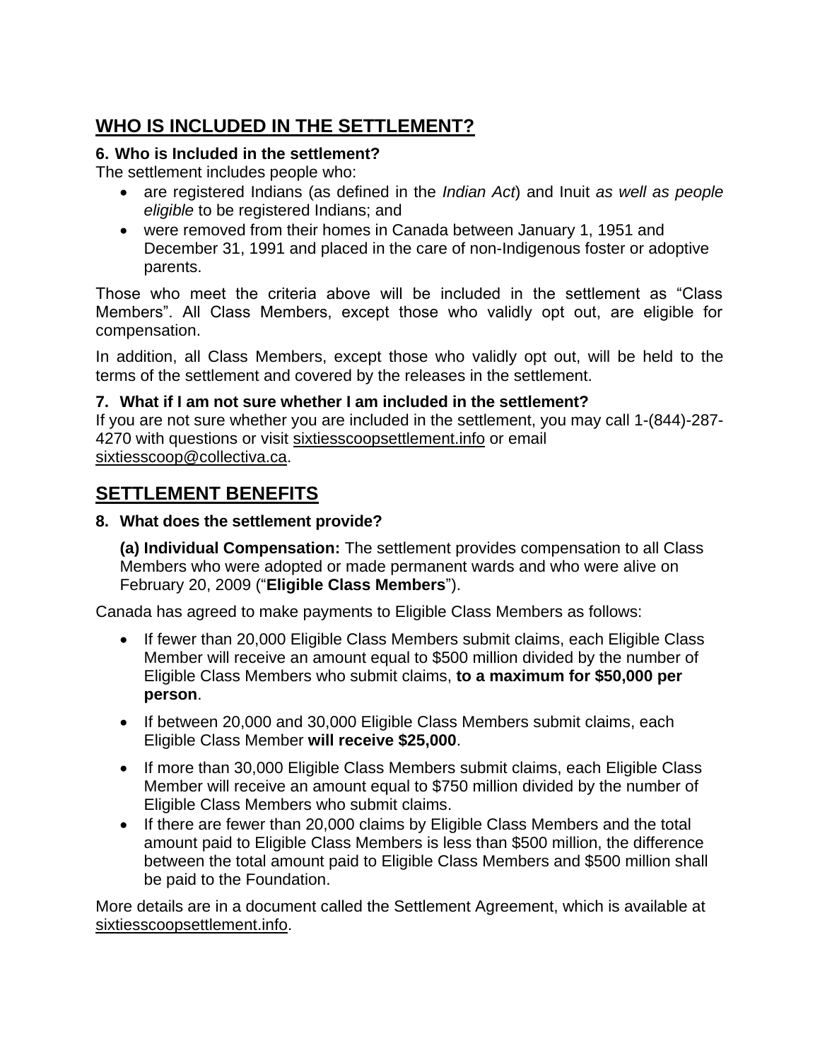## WHO IS INCLUDED IN THE SETTLEMENT?

### 6. Who is Included in the settlement?

The settlement includes people who:

- are registered Indians (as defined in the *Indian Act*) and Inuit *as well as people eligible* to be registered Indians; and
- were removed from their homes in Canada between January 1, 1951 and December 31, 1991 and placed in the care of non-Indigenous foster or adoptive parents.

Those who meet the criteria above will be included in the settlement as "Class Members". All Class Members, except those who validly opt out, are eligible for compensation.

In addition, all Class Members, except those who validly opt out, will be held to the terms of the settlement and covered by the releases in the settlement.

### 7. What if I am not sure whether I am included in the settlement?

If you are not sure whether you are included in the settlement, you may call 1-(844)-287-4270 with questions or visit sixtiesscoopsettlement.info or email sixtiesscoop@collectiva.ca.

## SETTLEMENT BENEFITS

### 8. What does the settlement provide?

**(a) Individual Compensation:** The settlement provides compensation to all Class Members who were adopted or made permanent wards and who were alive on February 20, 2009 ("**Eligible Class Members**").

Canada has agreed to make payments to Eligible Class Members as follows:

- If fewer than 20,000 Eligible Class Members submit claims, each Eligible Class Member will receive an amount equal to $500 million divided by the number of Eligible Class Members who submit claims, **to a maximum for $50,000 per person**.
- If between 20,000 and 30,000 Eligible Class Members submit claims, each Eligible Class Member **will receive $25,000**.
- If more than 30,000 Eligible Class Members submit claims, each Eligible Class Member will receive an amount equal to $750 million divided by the number of Eligible Class Members who submit claims.
- If there are fewer than 20,000 claims by Eligible Class Members and the total amount paid to Eligible Class Members is less than $500 million, the difference between the total amount paid to Eligible Class Members and $500 million shall be paid to the Foundation.

More details are in a document called the Settlement Agreement, which is available at sixtiesscoopsettlement.info.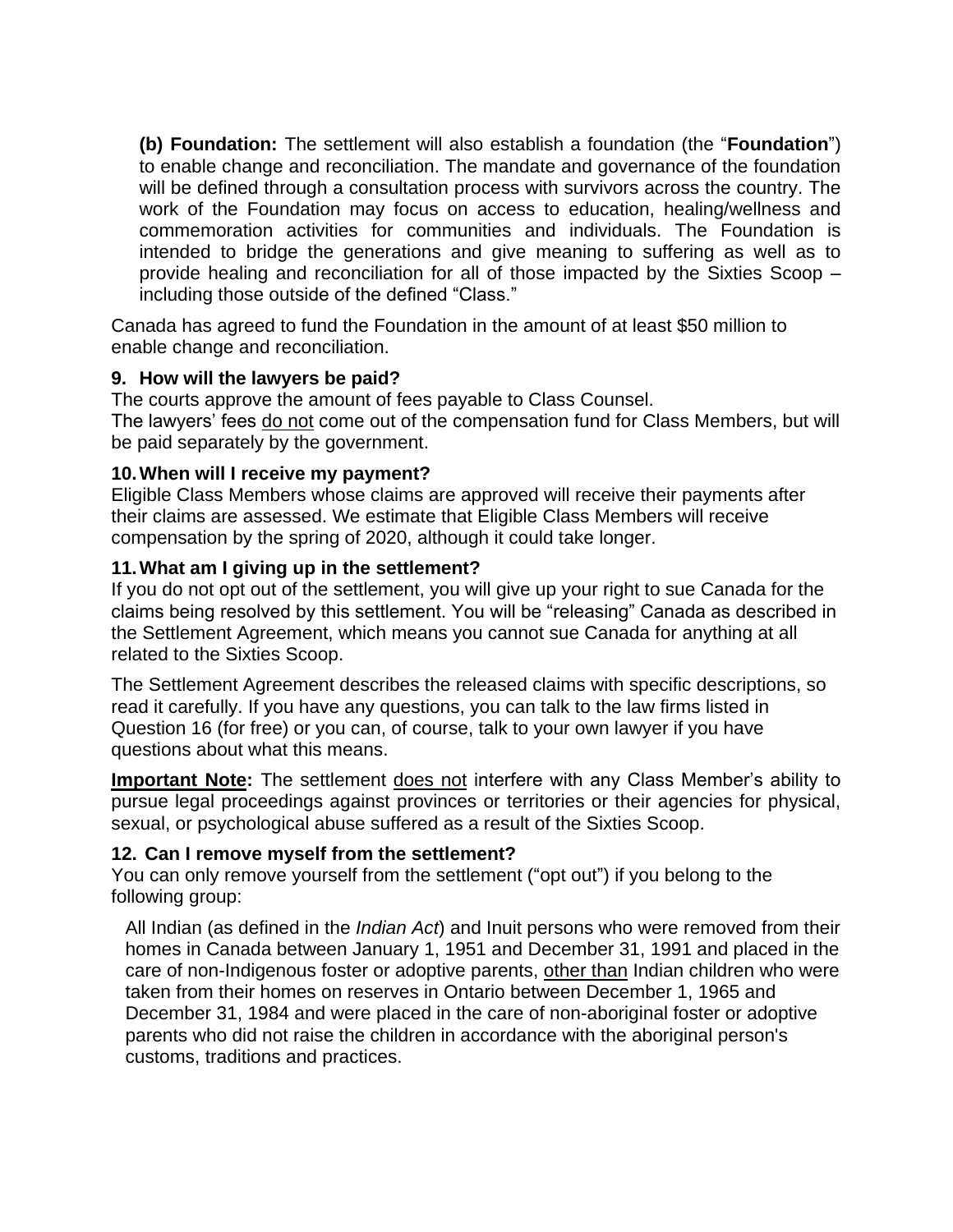**(b) Foundation:** The settlement will also establish a foundation (the "**Foundation**") to enable change and reconciliation. The mandate and governance of the foundation will be defined through a consultation process with survivors across the country. The work of the Foundation may focus on access to education, healing/wellness and commemoration activities for communities and individuals. The Foundation is intended to bridge the generations and give meaning to suffering as well as to provide healing and reconciliation for all of those impacted by the Sixties Scoop – including those outside of the defined "Class."

Canada has agreed to fund the Foundation in the amount of at least $50 million to enable change and reconciliation.

### 9. How will the lawyers be paid?

The courts approve the amount of fees payable to Class Counsel.

The lawyers' fees <u>do not</u> come out of the compensation fund for Class Members, but will be paid separately by the government.

### 10. When will I receive my payment?

Eligible Class Members whose claims are approved will receive their payments after their claims are assessed. We estimate that Eligible Class Members will receive compensation by the spring of 2020, although it could take longer.

### 11. What am I giving up in the settlement?

If you do not opt out of the settlement, you will give up your right to sue Canada for the claims being resolved by this settlement. You will be "releasing" Canada as described in the Settlement Agreement, which means you cannot sue Canada for anything at all related to the Sixties Scoop.

The Settlement Agreement describes the released claims with specific descriptions, so read it carefully. If you have any questions, you can talk to the law firms listed in Question 16 (for free) or you can, of course, talk to your own lawyer if you have questions about what this means.

<u>**Important Note**</u>**:** The settlement <u>does not</u> interfere with any Class Member's ability to pursue legal proceedings against provinces or territories or their agencies for physical, sexual, or psychological abuse suffered as a result of the Sixties Scoop.

### 12. Can I remove myself from the settlement?

You can only remove yourself from the settlement ("opt out") if you belong to the following group:

> All Indian (as defined in the *Indian Act*) and Inuit persons who were removed from their homes in Canada between January 1, 1951 and December 31, 1991 and placed in the care of non-Indigenous foster or adoptive parents, <u>other than</u> Indian children who were taken from their homes on reserves in Ontario between December 1, 1965 and December 31, 1984 and were placed in the care of non-aboriginal foster or adoptive parents who did not raise the children in accordance with the aboriginal person's customs, traditions and practices.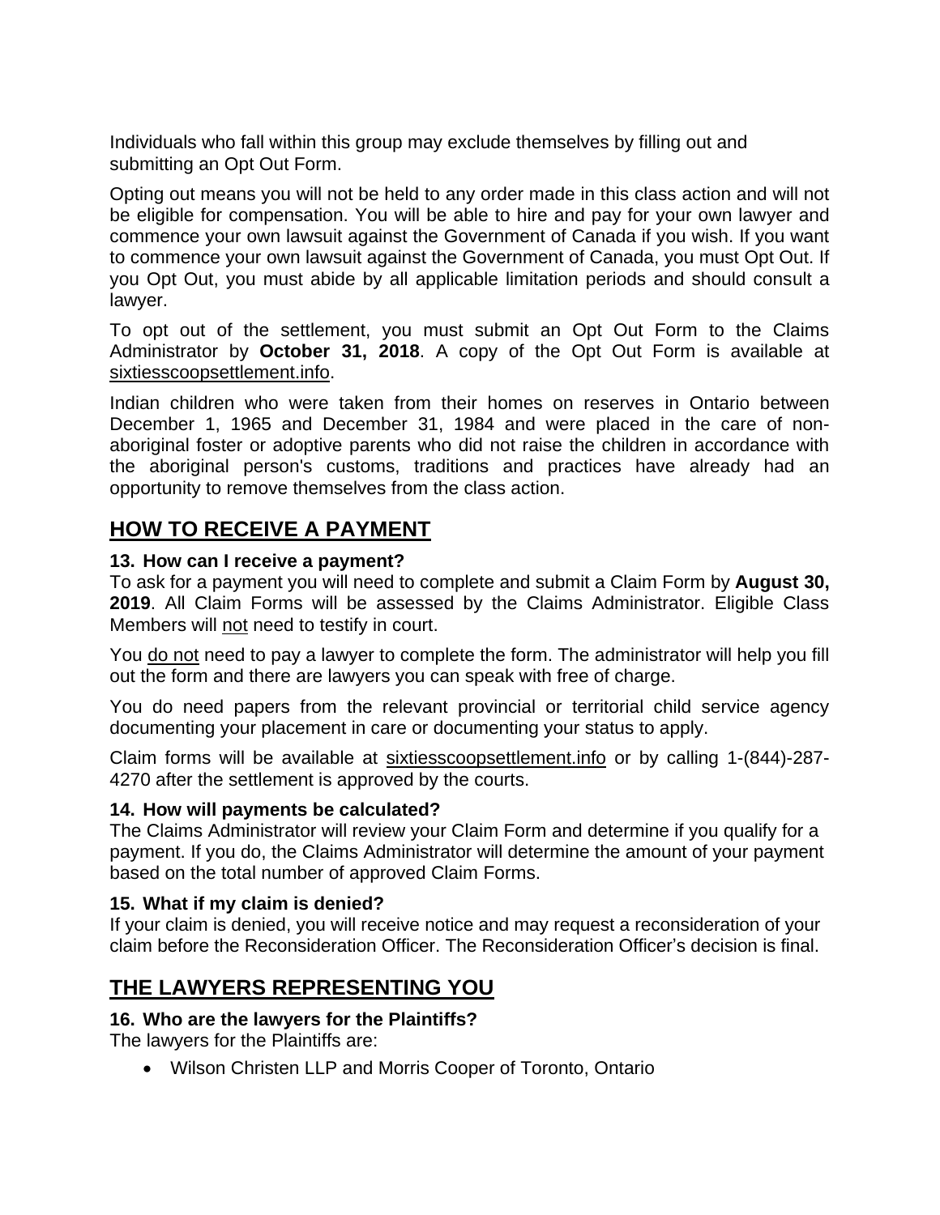Individuals who fall within this group may exclude themselves by filling out and submitting an Opt Out Form.

Opting out means you will not be held to any order made in this class action and will not be eligible for compensation. You will be able to hire and pay for your own lawyer and commence your own lawsuit against the Government of Canada if you wish. If you want to commence your own lawsuit against the Government of Canada, you must Opt Out. If you Opt Out, you must abide by all applicable limitation periods and should consult a lawyer.

To opt out of the settlement, you must submit an Opt Out Form to the Claims Administrator by **October 31, 2018**. A copy of the Opt Out Form is available at sixtiesscoopsettlement.info.

Indian children who were taken from their homes on reserves in Ontario between December 1, 1965 and December 31, 1984 and were placed in the care of non-aboriginal foster or adoptive parents who did not raise the children in accordance with the aboriginal person's customs, traditions and practices have already had an opportunity to remove themselves from the class action.

## HOW TO RECEIVE A PAYMENT

### 13. How can I receive a payment?

To ask for a payment you will need to complete and submit a Claim Form by **August 30, 2019**. All Claim Forms will be assessed by the Claims Administrator. Eligible Class Members will not need to testify in court.

You do not need to pay a lawyer to complete the form. The administrator will help you fill out the form and there are lawyers you can speak with free of charge.

You do need papers from the relevant provincial or territorial child service agency documenting your placement in care or documenting your status to apply.

Claim forms will be available at sixtiesscoopsettlement.info or by calling 1-(844)-287-4270 after the settlement is approved by the courts.

### 14. How will payments be calculated?

The Claims Administrator will review your Claim Form and determine if you qualify for a payment. If you do, the Claims Administrator will determine the amount of your payment based on the total number of approved Claim Forms.

### 15. What if my claim is denied?

If your claim is denied, you will receive notice and may request a reconsideration of your claim before the Reconsideration Officer. The Reconsideration Officer's decision is final.

## THE LAWYERS REPRESENTING YOU

### 16. Who are the lawyers for the Plaintiffs?

The lawyers for the Plaintiffs are:

- Wilson Christen LLP and Morris Cooper of Toronto, Ontario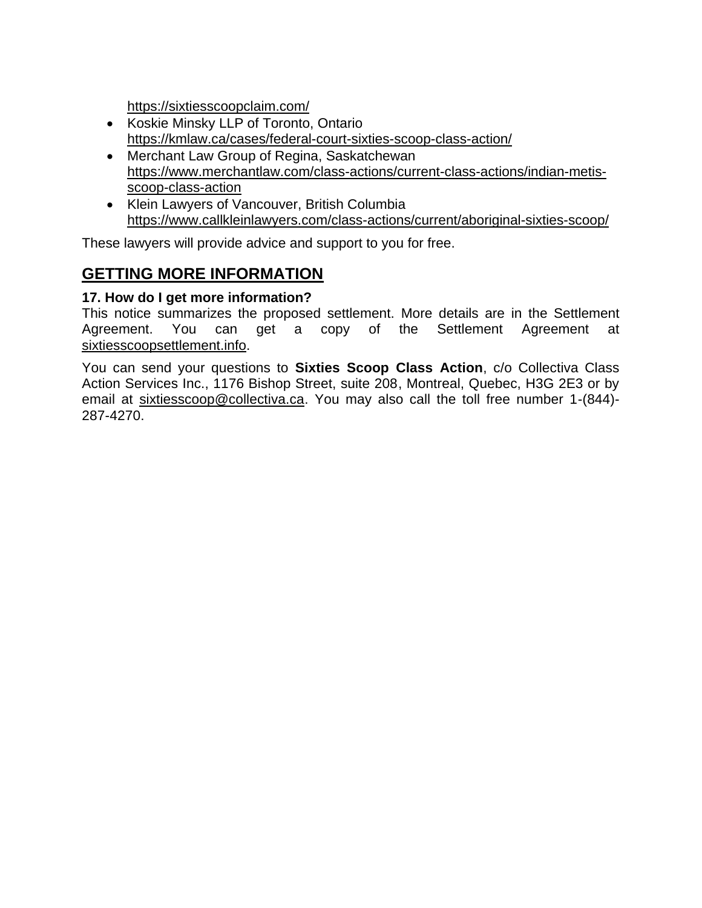https://sixtiesscoopclaim.com/

- Koskie Minsky LLP of Toronto, Ontario
https://kmlaw.ca/cases/federal-court-sixties-scoop-class-action/
- Merchant Law Group of Regina, Saskatchewan
https://www.merchantlaw.com/class-actions/current-class-actions/indian-metis-scoop-class-action
- Klein Lawyers of Vancouver, British Columbia
https://www.callkleinlawyers.com/class-actions/current/aboriginal-sixties-scoop/

These lawyers will provide advice and support to you for free.

## GETTING MORE INFORMATION

**17. How do I get more information?**

This notice summarizes the proposed settlement. More details are in the Settlement Agreement. You can get a copy of the Settlement Agreement at sixtiesscoopsettlement.info.

You can send your questions to **Sixties Scoop Class Action**, c/o Collectiva Class Action Services Inc., 1176 Bishop Street, suite 208, Montreal, Quebec, H3G 2E3 or by email at sixtiesscoop@collectiva.ca. You may also call the toll free number 1-(844)-287-4270.